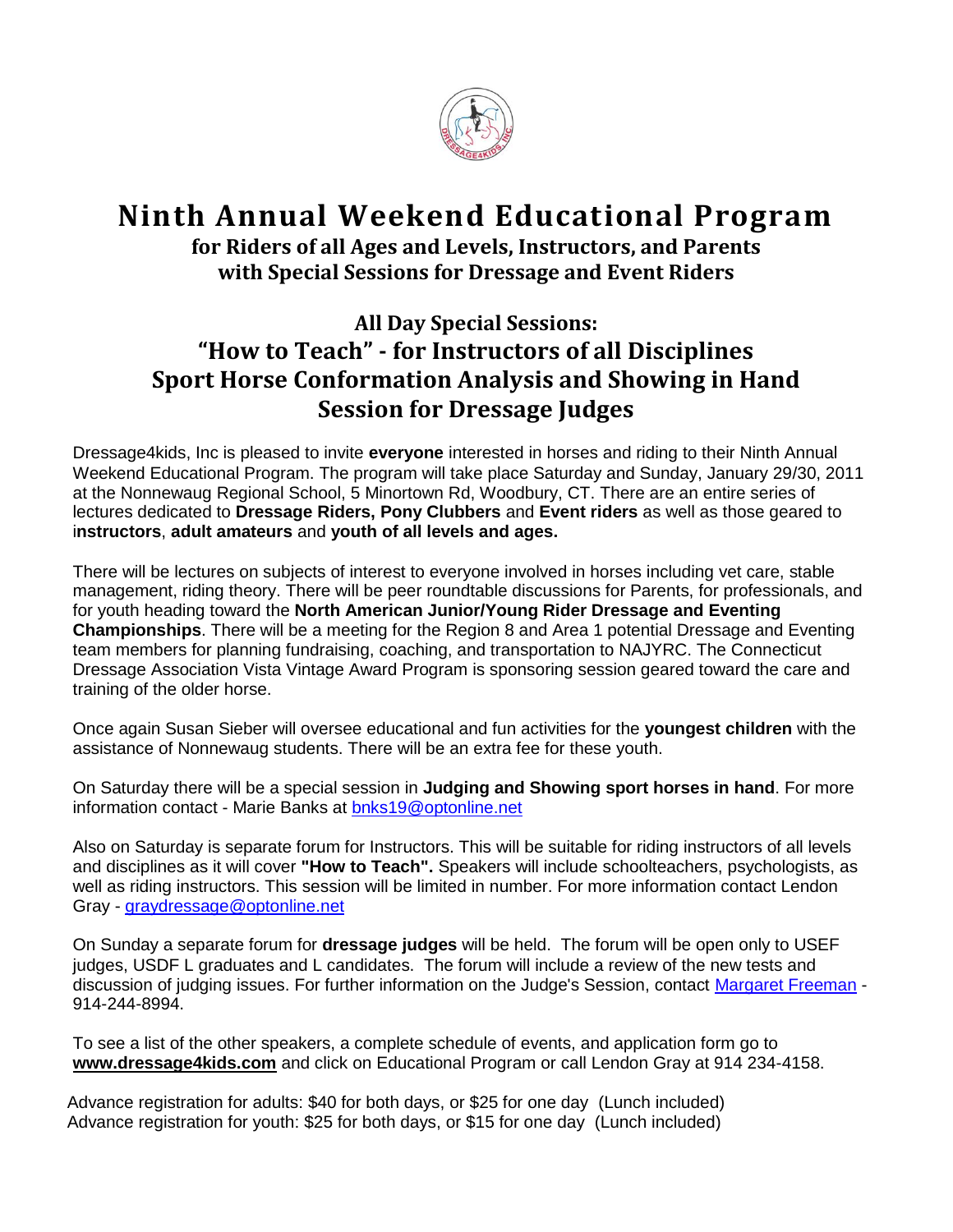# Ninth Annual Weekend Educational Program

### for Riders of all Ages and Levels, Instructors, and Parents with Special Sessions for Dressage and Event Riders

## All Day Special Sessions:

## "How to Teach" - for Instructors of all Disciplines

## Sport Horse Conformation Analysis and Showing in Hand

## Session for Dressage Judges

Dressage4kids, Inc is pleased to invite **everyone** interested in horses and riding to their Ninth Annual Weekend Educational Program. The program will take place Saturday and Sunday, January 29/30, 2011 at the Nonnewaug Regional School, 5 Minortown Rd, Woodbury, CT. There are an entire series of lectures dedicated to **Dressage Riders, Pony Clubbers** and **Event riders** as well as those geared to i**nstructors**, **adult amateurs** and **youth of all levels and ages.**

There will be lectures on subjects of interest to everyone involved in horses including vet care, stable management, riding theory. There will be peer roundtable discussions for Parents, for professionals, and for youth heading toward the **North American Junior/Young Rider Dressage and Eventing Championships**. There will be a meeting for the Region 8 and Area 1 potential Dressage and Eventing team members for planning fundraising, coaching, and transportation to NAJYRC. The Connecticut Dressage Association Vista Vintage Award Program is sponsoring session geared toward the care and training of the older horse.

Once again Susan Sieber will oversee educational and fun activities for the **youngest children** with the assistance of Nonnewaug students. There will be an extra fee for these youth.

On Saturday there will be a special session in **Judging and Showing sport horses in hand**. For more information contact - Marie Banks at bnks19@optonline.net

Also on Saturday is separate forum for Instructors. This will be suitable for riding instructors of all levels and disciplines as it will cover **"How to Teach".** Speakers will include schoolteachers, psychologists, as well as riding instructors. This session will be limited in number. For more information contact Lendon Gray - graydressage@optonline.net

On Sunday a separate forum for **dressage judges** will be held. The forum will be open only to USEF judges, USDF L graduates and L candidates. The forum will include a review of the new tests and discussion of judging issues. For further information on the Judge's Session, contact Margaret Freeman - 914-244-8994.

To see a list of the other speakers, a complete schedule of events, and application form go to **www.dressage4kids.com** and click on Educational Program or call Lendon Gray at 914 234-4158.

Advance registration for adults: $40 for both days, or $25 for one day (Lunch included)
Advance registration for youth: $25 for both days, or $15 for one day (Lunch included)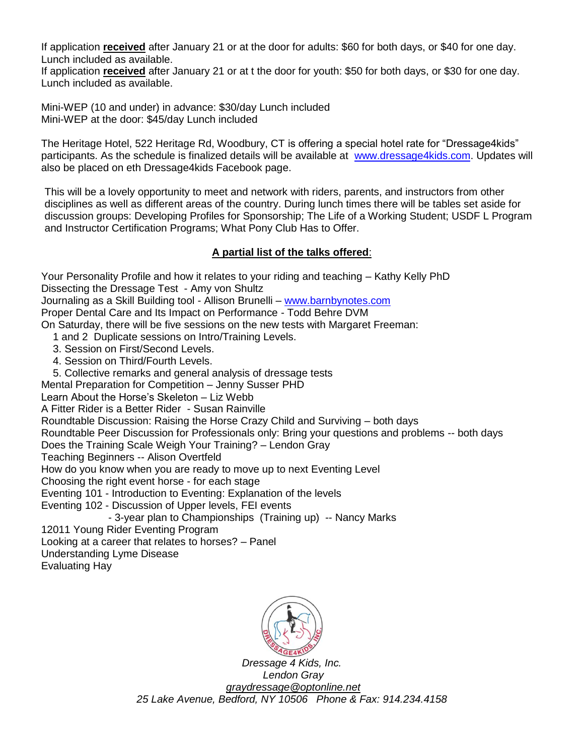If application **received** after January 21 or at the door for adults: $60 for both days, or $40 for one day. Lunch included as available.

If application **received** after January 21 or at t the door for youth: $50 for both days, or $30 for one day. Lunch included as available.

Mini-WEP (10 and under) in advance: $30/day Lunch included
Mini-WEP at the door: $45/day Lunch included

The Heritage Hotel, 522 Heritage Rd, Woodbury, CT is offering a special hotel rate for "Dressage4kids" participants. As the schedule is finalized details will be available at www.dressage4kids.com. Updates will also be placed on eth Dressage4kids Facebook page.

This will be a lovely opportunity to meet and network with riders, parents, and instructors from other disciplines as well as different areas of the country. During lunch times there will be tables set aside for discussion groups: Developing Profiles for Sponsorship; The Life of a Working Student; USDF L Program and Instructor Certification Programs; What Pony Club Has to Offer.

**A partial list of the talks offered**:

Your Personality Profile and how it relates to your riding and teaching – Kathy Kelly PhD
Dissecting the Dressage Test - Amy von Shultz
Journaling as a Skill Building tool - Allison Brunelli – www.barnbynotes.com
Proper Dental Care and Its Impact on Performance - Todd Behre DVM
On Saturday, there will be five sessions on the new tests with Margaret Freeman:

1 and 2 Duplicate sessions on Intro/Training Levels.
3. Session on First/Second Levels.
4. Session on Third/Fourth Levels.
5. Collective remarks and general analysis of dressage tests

Mental Preparation for Competition – Jenny Susser PHD
Learn About the Horse's Skeleton – Liz Webb
A Fitter Rider is a Better Rider - Susan Rainville
Roundtable Discussion: Raising the Horse Crazy Child and Surviving – both days
Roundtable Peer Discussion for Professionals only: Bring your questions and problems -- both days
Does the Training Scale Weigh Your Training? – Lendon Gray
Teaching Beginners -- Alison Overtfeld
How do you know when you are ready to move up to next Eventing Level
Choosing the right event horse - for each stage
Eventing 101 - Introduction to Eventing: Explanation of the levels
Eventing 102 - Discussion of Upper levels, FEI events
- 3-year plan to Championships (Training up) -- Nancy Marks

12011 Young Rider Eventing Program
Looking at a career that relates to horses? – Panel
Understanding Lyme Disease
Evaluating Hay

*Dressage 4 Kids, Inc.*
*Lendon Gray*
*graydressage@optonline.net*
*25 Lake Avenue, Bedford, NY 10506 Phone & Fax: 914.234.4158*